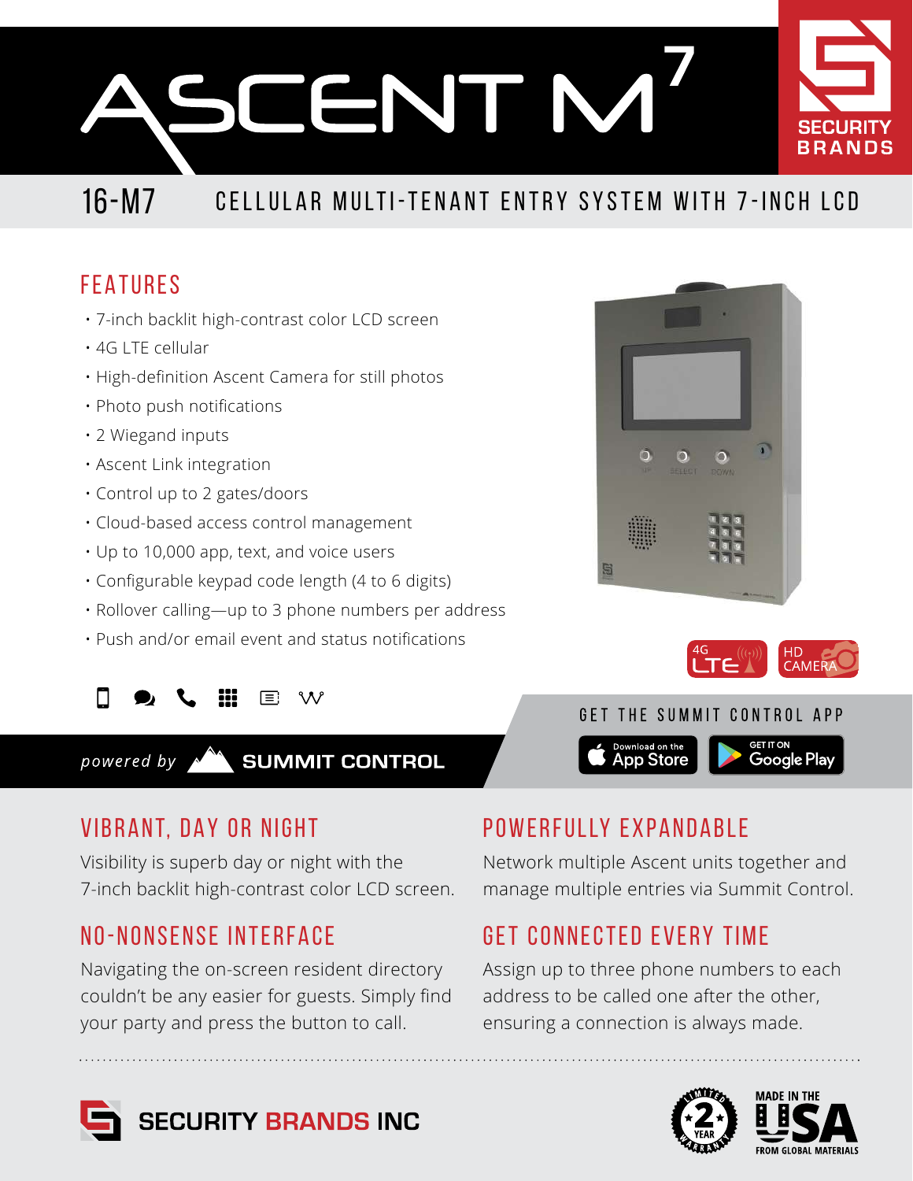# ASCENT M7

SECURITY BRANDS

## 16-M7 CELLULAR MULTI-TENANT ENTRY SYSTEM WITH 7-INCH LCD

## FEATURES

- 7-inch backlit high-contrast color LCD screen
- 4G LTE cellular
- High-definition Ascent Camera for still photos
- Photo push notifications
- 2 Wiegand inputs
- Ascent Link integration
- Control up to 2 gates/doors
- Cloud-based access control management
- Up to 10,000 app, text, and voice users
- Configurable keypad code length (4 to 6 digits)
- Rollover calling—up to 3 phone numbers per address
- Push and/or email event and status notifications

4G LTE

HD CAMERA

*powered by* **SUMMIT CONTROL**

GET THE SUMMIT CONTROL APP

Download on the App Store | GET IT ON Google Play

## VIBRANT, DAY OR NIGHT

Visibility is superb day or night with the 7-inch backlit high-contrast color LCD screen.

## NO-NONSENSE INTERFACE

Navigating the on-screen resident directory couldn't be any easier for guests. Simply find your party and press the button to call.

## POWERFULLY EXPANDABLE

Network multiple Ascent units together and manage multiple entries via Summit Control.

## GET CONNECTED EVERY TIME

Assign up to three phone numbers to each address to be called one after the other, ensuring a connection is always made.

**SECURITY BRANDS INC**

LIMITED 2 YEAR WARRANTY

MADE IN THE USA FROM GLOBAL MATERIALS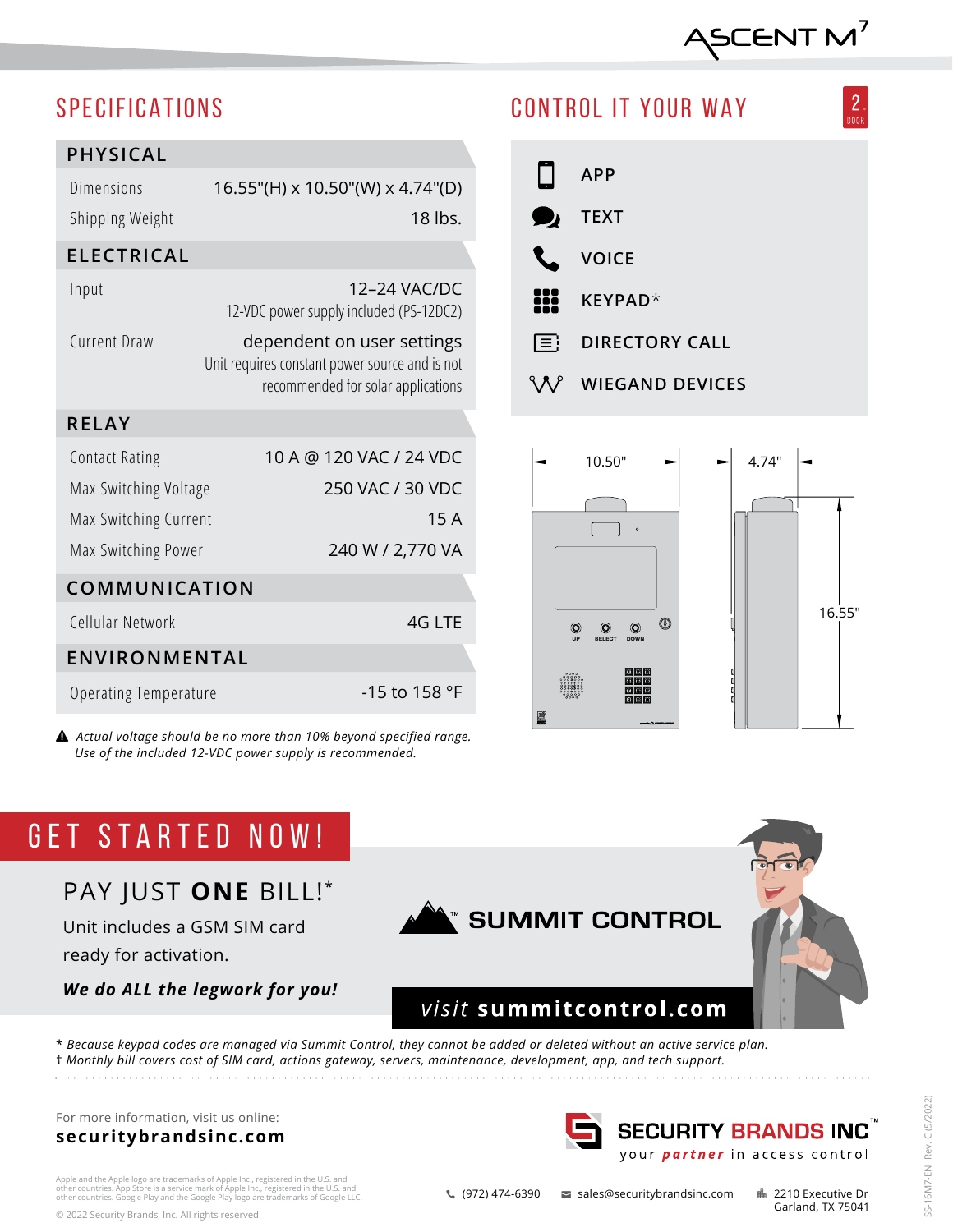## SPECIFICATIONS

| | |
|---|---|
| **PHYSICAL** | |
| Dimensions | 16.55"(H) x 10.50"(W) x 4.74"(D) |
| Shipping Weight | 18 lbs. |
| **ELECTRICAL** | |
| Input | 12–24 VAC/DC<br>12-VDC power supply included (PS-12DC2) |
| Current Draw | dependent on user settings<br>Unit requires constant power source and is not recommended for solar applications |
| **RELAY** | |
| Contact Rating | 10 A @ 120 VAC / 24 VDC |
| Max Switching Voltage | 250 VAC / 30 VDC |
| Max Switching Current | 15 A |
| Max Switching Power | 240 W / 2,770 VA |
| **COMMUNICATION** | |
| Cellular Network | 4G LTE |
| **ENVIRONMENTAL** | |
| Operating Temperature | -15 to 158 °F |

⚠ *Actual voltage should be no more than 10% beyond specified range. Use of the included 12-VDC power supply is recommended.*

## CONTROL IT YOUR WAY

2 DOOR

- APP
- TEXT
- VOICE
- KEYPAD*
- DIRECTORY CALL
- WIEGAND DEVICES

10.50"
4.74"
16.55"
UP
SELECT
DOWN

## GET STARTED NOW!

### PAY JUST **ONE** BILL!†

Unit includes a GSM SIM card ready for activation.

***We do ALL the legwork for you!***

SUMMIT CONTROL™

*visit* **summitcontrol.com**

*\* Because keypad codes are managed via Summit Control, they cannot be added or deleted without an active service plan.*
*† Monthly bill covers cost of SIM card, actions gateway, servers, maintenance, development, app, and tech support.*

For more information, visit us online:
**securitybrandsinc.com**

SECURITY BRANDS INC™
your *partner* in access control

Apple and the Apple logo are trademarks of Apple Inc., registered in the U.S. and other countries. App Store is a service mark of Apple Inc., registered in the U.S. and other countries. Google Play and the Google Play logo are trademarks of Google LLC.

© 2022 Security Brands, Inc. All rights reserved.

(972) 474-6390 | sales@securitybrandsinc.com | 2210 Executive Dr, Garland, TX 75041

SS-16M7-EN Rev. C (5/2022)